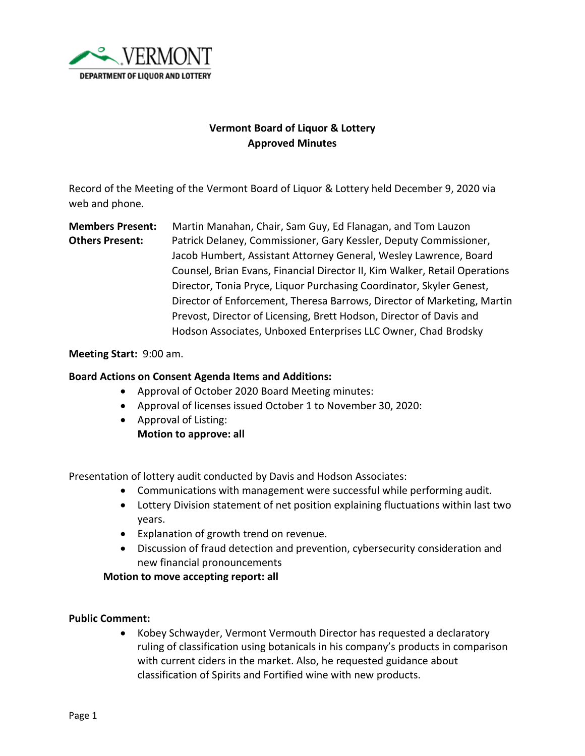VERMONT

DEPARTMENT OF LIQUOR AND LOTTERY

# Vermont Board of Liquor & Lottery
## Approved Minutes

Record of the Meeting of the Vermont Board of Liquor & Lottery held December 9, 2020 via web and phone.

**Members Present:** Martin Manahan, Chair, Sam Guy, Ed Flanagan, and Tom Lauzon

**Others Present:** Patrick Delaney, Commissioner, Gary Kessler, Deputy Commissioner, Jacob Humbert, Assistant Attorney General, Wesley Lawrence, Board Counsel, Brian Evans, Financial Director II, Kim Walker, Retail Operations Director, Tonia Pryce, Liquor Purchasing Coordinator, Skyler Genest, Director of Enforcement, Theresa Barrows, Director of Marketing, Martin Prevost, Director of Licensing, Brett Hodson, Director of Davis and Hodson Associates, Unboxed Enterprises LLC Owner, Chad Brodsky

**Meeting Start:** 9:00 am.

**Board Actions on Consent Agenda Items and Additions:**

- Approval of October 2020 Board Meeting minutes:
- Approval of licenses issued October 1 to November 30, 2020:
- Approval of Listing:

  **Motion to approve: all**

Presentation of lottery audit conducted by Davis and Hodson Associates:

- Communications with management were successful while performing audit.
- Lottery Division statement of net position explaining fluctuations within last two years.
- Explanation of growth trend on revenue.
- Discussion of fraud detection and prevention, cybersecurity consideration and new financial pronouncements

**Motion to move accepting report: all**

**Public Comment:**

- Kobey Schwayder, Vermont Vermouth Director has requested a declaratory ruling of classification using botanicals in his company's products in comparison with current ciders in the market. Also, he requested guidance about classification of Spirits and Fortified wine with new products.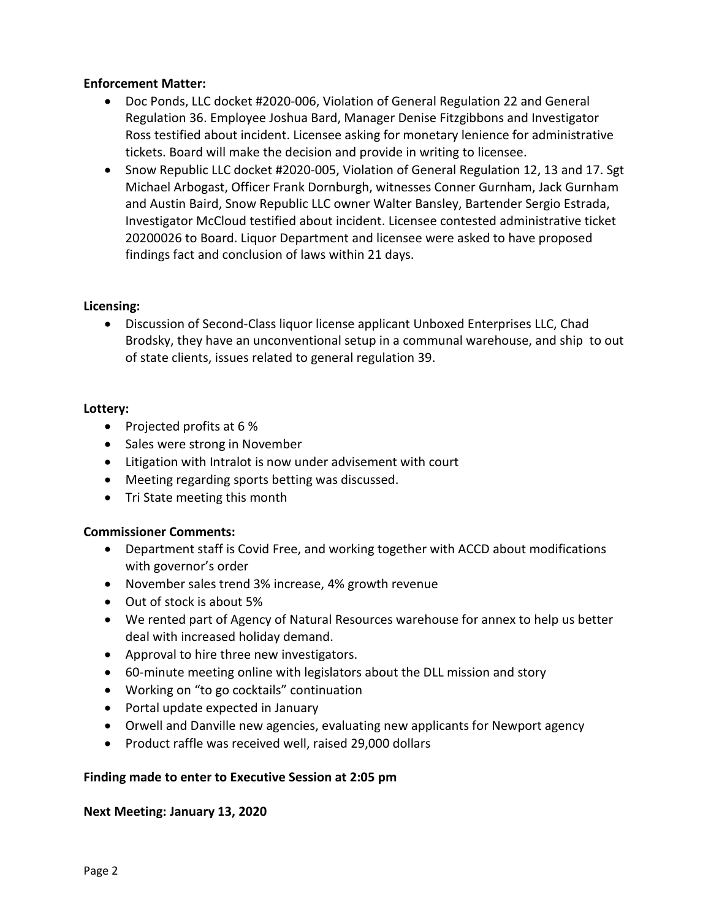**Enforcement Matter:**

- Doc Ponds, LLC docket #2020-006, Violation of General Regulation 22 and General Regulation 36. Employee Joshua Bard, Manager Denise Fitzgibbons and Investigator Ross testified about incident. Licensee asking for monetary lenience for administrative tickets. Board will make the decision and provide in writing to licensee.
- Snow Republic LLC docket #2020-005, Violation of General Regulation 12, 13 and 17. Sgt Michael Arbogast, Officer Frank Dornburgh, witnesses Conner Gurnham, Jack Gurnham and Austin Baird, Snow Republic LLC owner Walter Bansley, Bartender Sergio Estrada, Investigator McCloud testified about incident. Licensee contested administrative ticket 20200026 to Board. Liquor Department and licensee were asked to have proposed findings fact and conclusion of laws within 21 days.

**Licensing:**

- Discussion of Second-Class liquor license applicant Unboxed Enterprises LLC, Chad Brodsky, they have an unconventional setup in a communal warehouse, and ship to out of state clients, issues related to general regulation 39.

**Lottery:**

- Projected profits at 6 %
- Sales were strong in November
- Litigation with Intralot is now under advisement with court
- Meeting regarding sports betting was discussed.
- Tri State meeting this month

**Commissioner Comments:**

- Department staff is Covid Free, and working together with ACCD about modifications with governor's order
- November sales trend 3% increase, 4% growth revenue
- Out of stock is about 5%
- We rented part of Agency of Natural Resources warehouse for annex to help us better deal with increased holiday demand.
- Approval to hire three new investigators.
- 60-minute meeting online with legislators about the DLL mission and story
- Working on "to go cocktails" continuation
- Portal update expected in January
- Orwell and Danville new agencies, evaluating new applicants for Newport agency
- Product raffle was received well, raised 29,000 dollars

**Finding made to enter to Executive Session at 2:05 pm**

**Next Meeting: January 13, 2020**